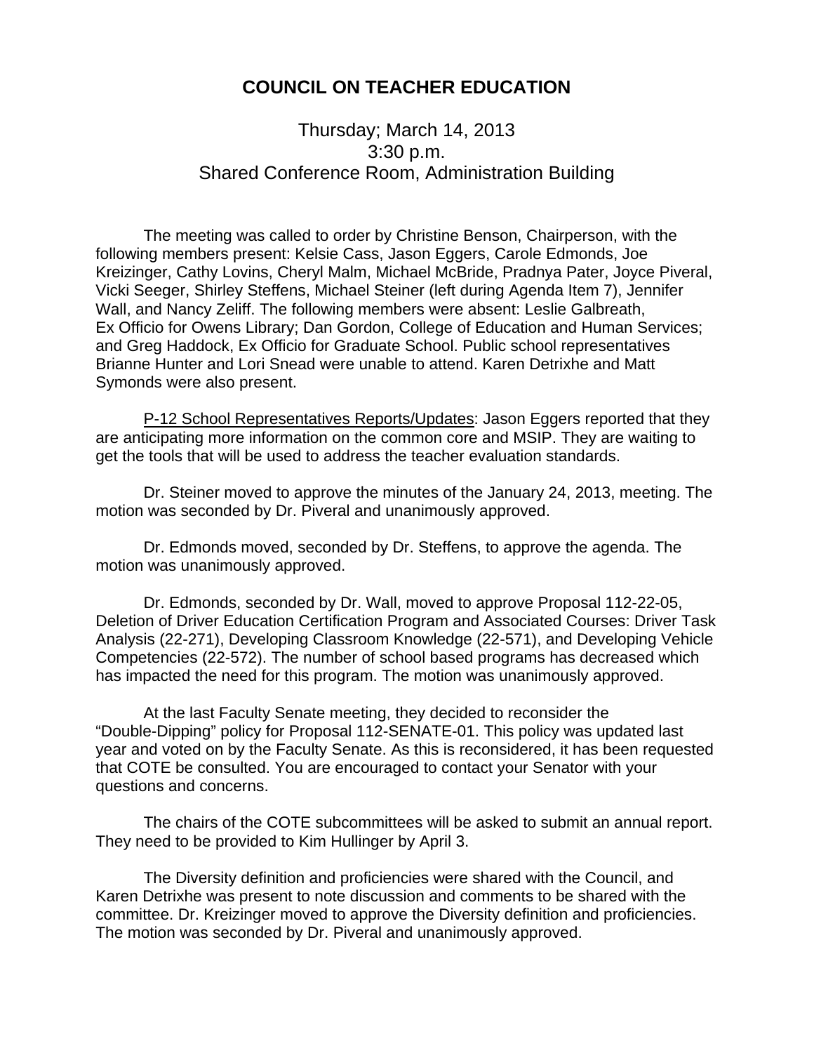# COUNCIL ON TEACHER EDUCATION

Thursday; March 14, 2013
3:30 p.m.
Shared Conference Room, Administration Building

The meeting was called to order by Christine Benson, Chairperson, with the following members present: Kelsie Cass, Jason Eggers, Carole Edmonds, Joe Kreizinger, Cathy Lovins, Cheryl Malm, Michael McBride, Pradnya Pater, Joyce Piveral, Vicki Seeger, Shirley Steffens, Michael Steiner (left during Agenda Item 7), Jennifer Wall, and Nancy Zeliff. The following members were absent: Leslie Galbreath, Ex Officio for Owens Library; Dan Gordon, College of Education and Human Services; and Greg Haddock, Ex Officio for Graduate School. Public school representatives Brianne Hunter and Lori Snead were unable to attend. Karen Detrixhe and Matt Symonds were also present.

P-12 School Representatives Reports/Updates: Jason Eggers reported that they are anticipating more information on the common core and MSIP. They are waiting to get the tools that will be used to address the teacher evaluation standards.

Dr. Steiner moved to approve the minutes of the January 24, 2013, meeting. The motion was seconded by Dr. Piveral and unanimously approved.

Dr. Edmonds moved, seconded by Dr. Steffens, to approve the agenda. The motion was unanimously approved.

Dr. Edmonds, seconded by Dr. Wall, moved to approve Proposal 112-22-05, Deletion of Driver Education Certification Program and Associated Courses: Driver Task Analysis (22-271), Developing Classroom Knowledge (22-571), and Developing Vehicle Competencies (22-572). The number of school based programs has decreased which has impacted the need for this program. The motion was unanimously approved.

At the last Faculty Senate meeting, they decided to reconsider the "Double-Dipping" policy for Proposal 112-SENATE-01. This policy was updated last year and voted on by the Faculty Senate. As this is reconsidered, it has been requested that COTE be consulted. You are encouraged to contact your Senator with your questions and concerns.

The chairs of the COTE subcommittees will be asked to submit an annual report. They need to be provided to Kim Hullinger by April 3.

The Diversity definition and proficiencies were shared with the Council, and Karen Detrixhe was present to note discussion and comments to be shared with the committee. Dr. Kreizinger moved to approve the Diversity definition and proficiencies. The motion was seconded by Dr. Piveral and unanimously approved.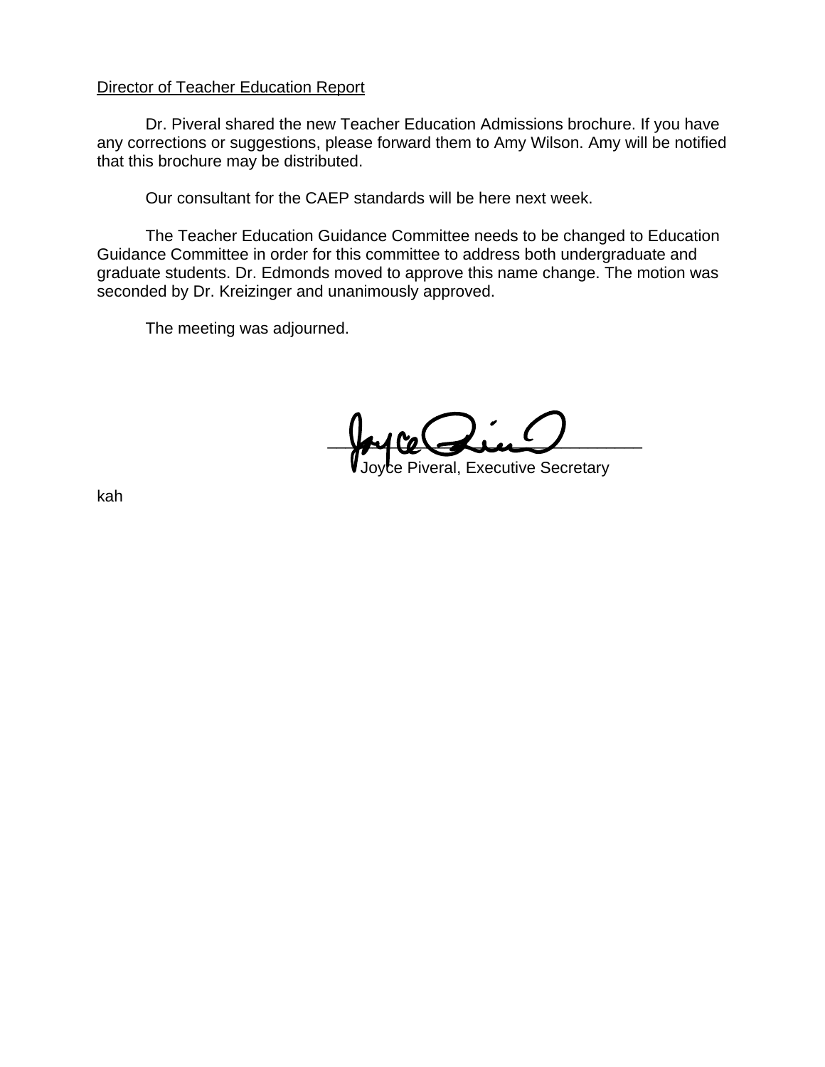Director of Teacher Education Report

Dr. Piveral shared the new Teacher Education Admissions brochure. If you have any corrections or suggestions, please forward them to Amy Wilson. Amy will be notified that this brochure may be distributed.

Our consultant for the CAEP standards will be here next week.

The Teacher Education Guidance Committee needs to be changed to Education Guidance Committee in order for this committee to address both undergraduate and graduate students. Dr. Edmonds moved to approve this name change. The motion was seconded by Dr. Kreizinger and unanimously approved.

The meeting was adjourned.

Joyce Piveral, Executive Secretary

kah